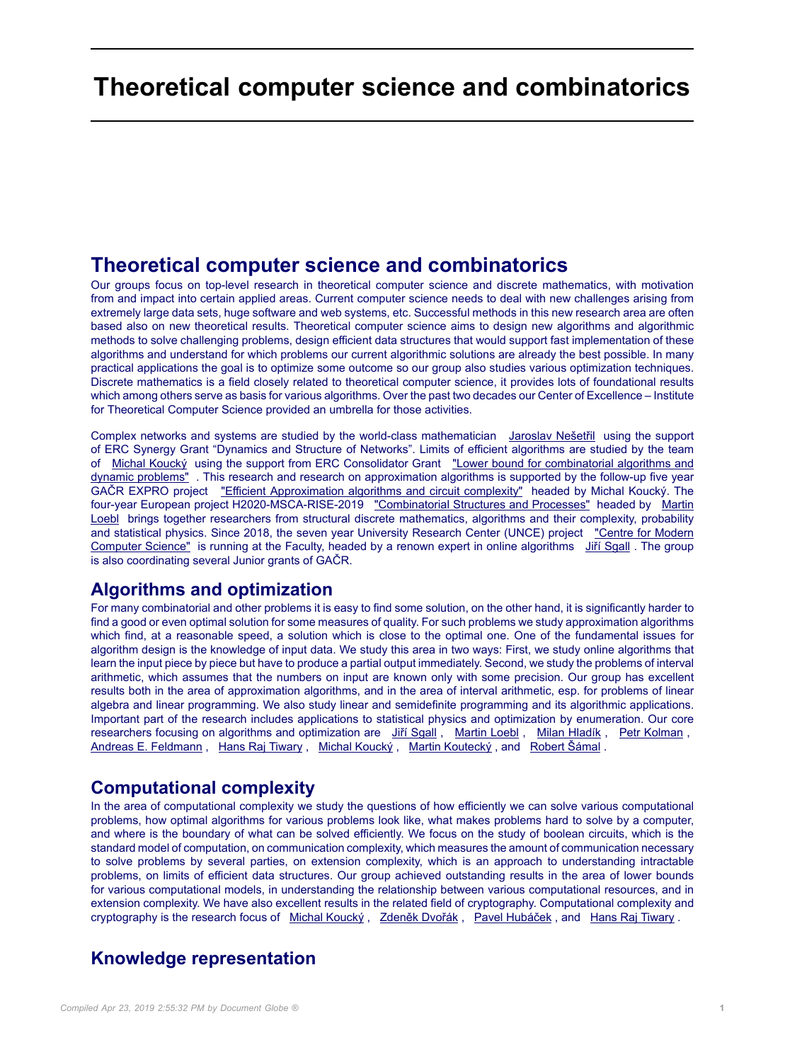# Theoretical computer science and combinatorics

## Theoretical computer science and combinatorics

Our groups focus on top-level research in theoretical computer science and discrete mathematics, with motivation from and impact into certain applied areas. Current computer science needs to deal with new challenges arising from extremely large data sets, huge software and web systems, etc. Successful methods in this new research area are often based also on new theoretical results. Theoretical computer science aims to design new algorithms and algorithmic methods to solve challenging problems, design efficient data structures that would support fast implementation of these algorithms and understand for which problems our current algorithmic solutions are already the best possible. In many practical applications the goal is to optimize some outcome so our group also studies various optimization techniques. Discrete mathematics is a field closely related to theoretical computer science, it provides lots of foundational results which among others serve as basis for various algorithms. Over the past two decades our Center of Excellence – Institute for Theoretical Computer Science provided an umbrella for those activities.

Complex networks and systems are studied by the world-class mathematician Jaroslav Nešetřil using the support of ERC Synergy Grant "Dynamics and Structure of Networks". Limits of efficient algorithms are studied by the team of Michal Koucký using the support from ERC Consolidator Grant "Lower bound for combinatorial algorithms and dynamic problems" . This research and research on approximation algorithms is supported by the follow-up five year GAČR EXPRO project "Efficient Approximation algorithms and circuit complexity" headed by Michal Koucký. The four-year European project H2020-MSCA-RISE-2019 "Combinatorial Structures and Processes" headed by Martin Loebl brings together researchers from structural discrete mathematics, algorithms and their complexity, probability and statistical physics. Since 2018, the seven year University Research Center (UNCE) project "Centre for Modern Computer Science" is running at the Faculty, headed by a renown expert in online algorithms Jiří Sgall . The group is also coordinating several Junior grants of GAČR.

## Algorithms and optimization

For many combinatorial and other problems it is easy to find some solution, on the other hand, it is significantly harder to find a good or even optimal solution for some measures of quality. For such problems we study approximation algorithms which find, at a reasonable speed, a solution which is close to the optimal one. One of the fundamental issues for algorithm design is the knowledge of input data. We study this area in two ways: First, we study online algorithms that learn the input piece by piece but have to produce a partial output immediately. Second, we study the problems of interval arithmetic, which assumes that the numbers on input are known only with some precision. Our group has excellent results both in the area of approximation algorithms, and in the area of interval arithmetic, esp. for problems of linear algebra and linear programming. We also study linear and semidefinite programming and its algorithmic applications. Important part of the research includes applications to statistical physics and optimization by enumeration. Our core researchers focusing on algorithms and optimization are Jiří Sgall , Martin Loebl , Milan Hladík , Petr Kolman , Andreas E. Feldmann , Hans Raj Tiwary , Michal Koucký , Martin Koutecký , and Robert Šámal .

## Computational complexity

In the area of computational complexity we study the questions of how efficiently we can solve various computational problems, how optimal algorithms for various problems look like, what makes problems hard to solve by a computer, and where is the boundary of what can be solved efficiently. We focus on the study of boolean circuits, which is the standard model of computation, on communication complexity, which measures the amount of communication necessary to solve problems by several parties, on extension complexity, which is an approach to understanding intractable problems, on limits of efficient data structures. Our group achieved outstanding results in the area of lower bounds for various computational models, in understanding the relationship between various computational resources, and in extension complexity. We have also excellent results in the related field of cryptography. Computational complexity and cryptography is the research focus of Michal Koucký , Zdeněk Dvořák , Pavel Hubáček , and Hans Raj Tiwary .

## Knowledge representation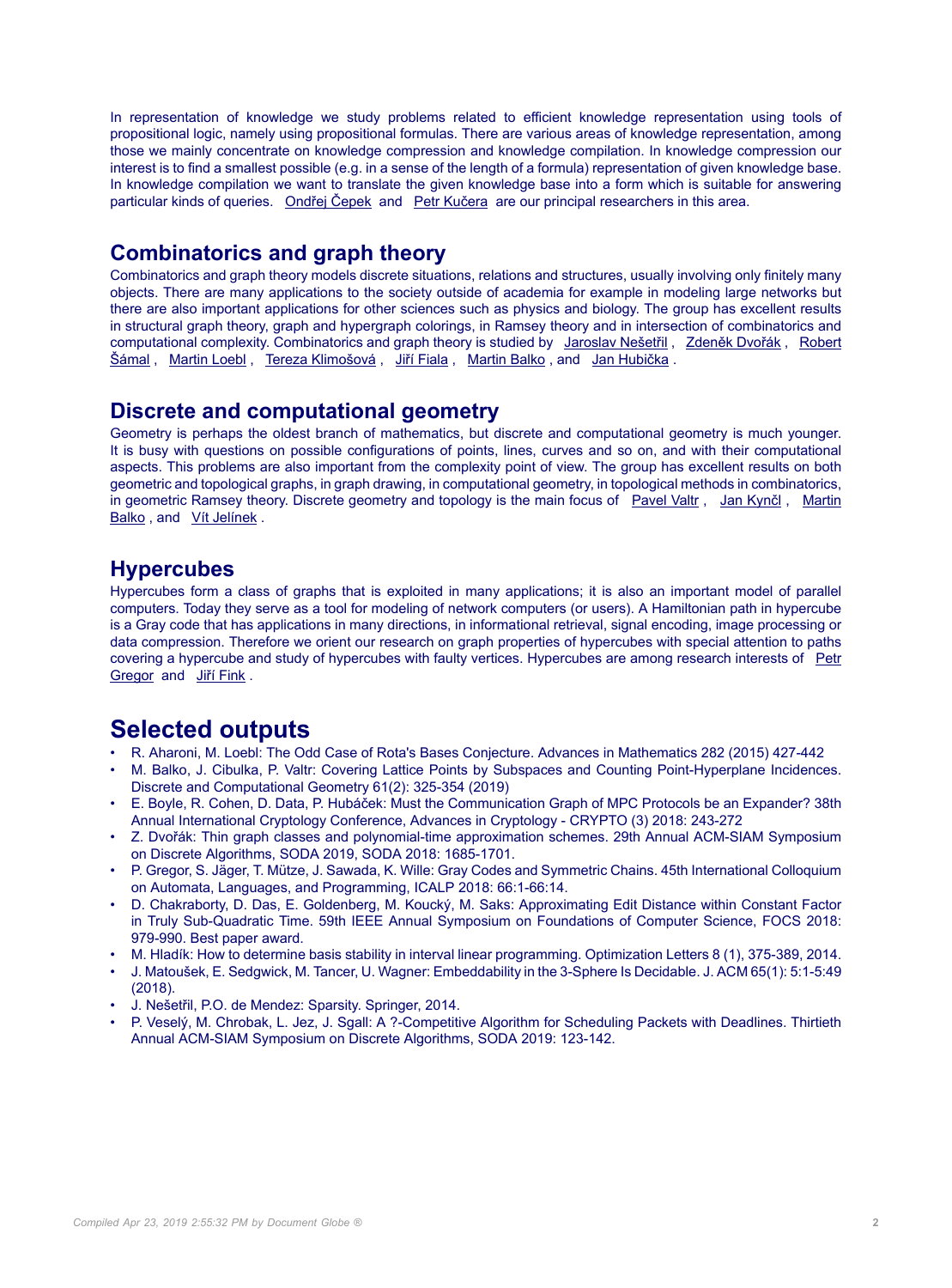In representation of knowledge we study problems related to efficient knowledge representation using tools of propositional logic, namely using propositional formulas. There are various areas of knowledge representation, among those we mainly concentrate on knowledge compression and knowledge compilation. In knowledge compression our interest is to find a smallest possible (e.g. in a sense of the length of a formula) representation of given knowledge base. In knowledge compilation we want to translate the given knowledge base into a form which is suitable for answering particular kinds of queries. Ondřej Čepek and Petr Kučera are our principal researchers in this area.

## Combinatorics and graph theory

Combinatorics and graph theory models discrete situations, relations and structures, usually involving only finitely many objects. There are many applications to the society outside of academia for example in modeling large networks but there are also important applications for other sciences such as physics and biology. The group has excellent results in structural graph theory, graph and hypergraph colorings, in Ramsey theory and in intersection of combinatorics and computational complexity. Combinatorics and graph theory is studied by Jaroslav Nešetřil , Zdeněk Dvořák , Robert Šámal , Martin Loebl , Tereza Klimošová , Jiří Fiala , Martin Balko , and Jan Hubička .

## Discrete and computational geometry

Geometry is perhaps the oldest branch of mathematics, but discrete and computational geometry is much younger. It is busy with questions on possible configurations of points, lines, curves and so on, and with their computational aspects. This problems are also important from the complexity point of view. The group has excellent results on both geometric and topological graphs, in graph drawing, in computational geometry, in topological methods in combinatorics, in geometric Ramsey theory. Discrete geometry and topology is the main focus of Pavel Valtr , Jan Kynčl , Martin Balko , and Vít Jelínek .

## Hypercubes

Hypercubes form a class of graphs that is exploited in many applications; it is also an important model of parallel computers. Today they serve as a tool for modeling of network computers (or users). A Hamiltonian path in hypercube is a Gray code that has applications in many directions, in informational retrieval, signal encoding, image processing or data compression. Therefore we orient our research on graph properties of hypercubes with special attention to paths covering a hypercube and study of hypercubes with faulty vertices. Hypercubes are among research interests of Petr Gregor and Jiří Fink .

# Selected outputs

- R. Aharoni, M. Loebl: The Odd Case of Rota's Bases Conjecture. Advances in Mathematics 282 (2015) 427-442
- M. Balko, J. Cibulka, P. Valtr: Covering Lattice Points by Subspaces and Counting Point-Hyperplane Incidences. Discrete and Computational Geometry 61(2): 325-354 (2019)
- E. Boyle, R. Cohen, D. Data, P. Hubáček: Must the Communication Graph of MPC Protocols be an Expander? 38th Annual International Cryptology Conference, Advances in Cryptology - CRYPTO (3) 2018: 243-272
- Z. Dvořák: Thin graph classes and polynomial-time approximation schemes. 29th Annual ACM-SIAM Symposium on Discrete Algorithms, SODA 2019, SODA 2018: 1685-1701.
- P. Gregor, S. Jäger, T. Mütze, J. Sawada, K. Wille: Gray Codes and Symmetric Chains. 45th International Colloquium on Automata, Languages, and Programming, ICALP 2018: 66:1-66:14.
- D. Chakraborty, D. Das, E. Goldenberg, M. Koucký, M. Saks: Approximating Edit Distance within Constant Factor in Truly Sub-Quadratic Time. 59th IEEE Annual Symposium on Foundations of Computer Science, FOCS 2018: 979-990. Best paper award.
- M. Hladík: How to determine basis stability in interval linear programming. Optimization Letters 8 (1), 375-389, 2014.
- J. Matoušek, E. Sedgwick, M. Tancer, U. Wagner: Embeddability in the 3-Sphere Is Decidable. J. ACM 65(1): 5:1-5:49 (2018).
- J. Nešetřil, P.O. de Mendez: Sparsity. Springer, 2014.
- P. Veselý, M. Chrobak, L. Jez, J. Sgall: A ?-Competitive Algorithm for Scheduling Packets with Deadlines. Thirtieth Annual ACM-SIAM Symposium on Discrete Algorithms, SODA 2019: 123-142.